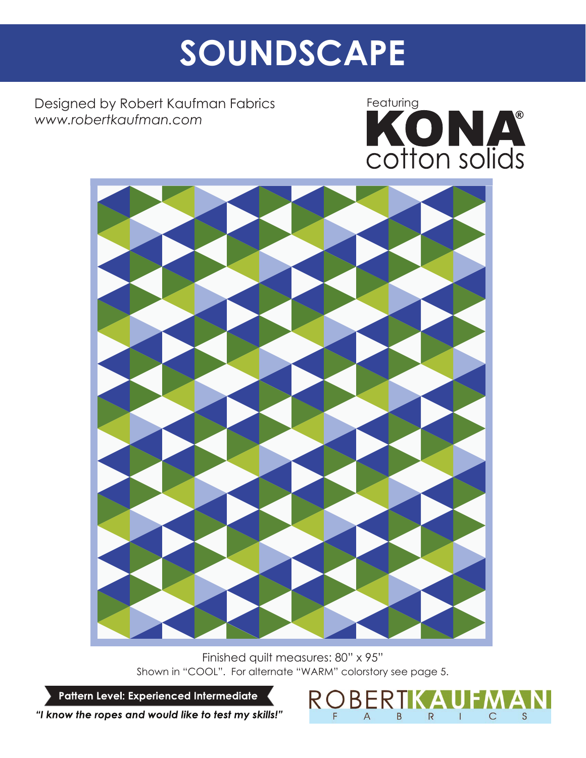# SOUNDSCAPE

Designed by Robert Kaufman Fabrics
*www.robertkaufman.com*

Featuring
KONA® cotton solids

Finished quilt measures: 80" x 95"
Shown in "COOL". For alternate "WARM" colorstory see page 5.

**Pattern Level: Experienced Intermediate**
***"I know the ropes and would like to test my skills!"***

ROBERT KAUFMAN FABRICS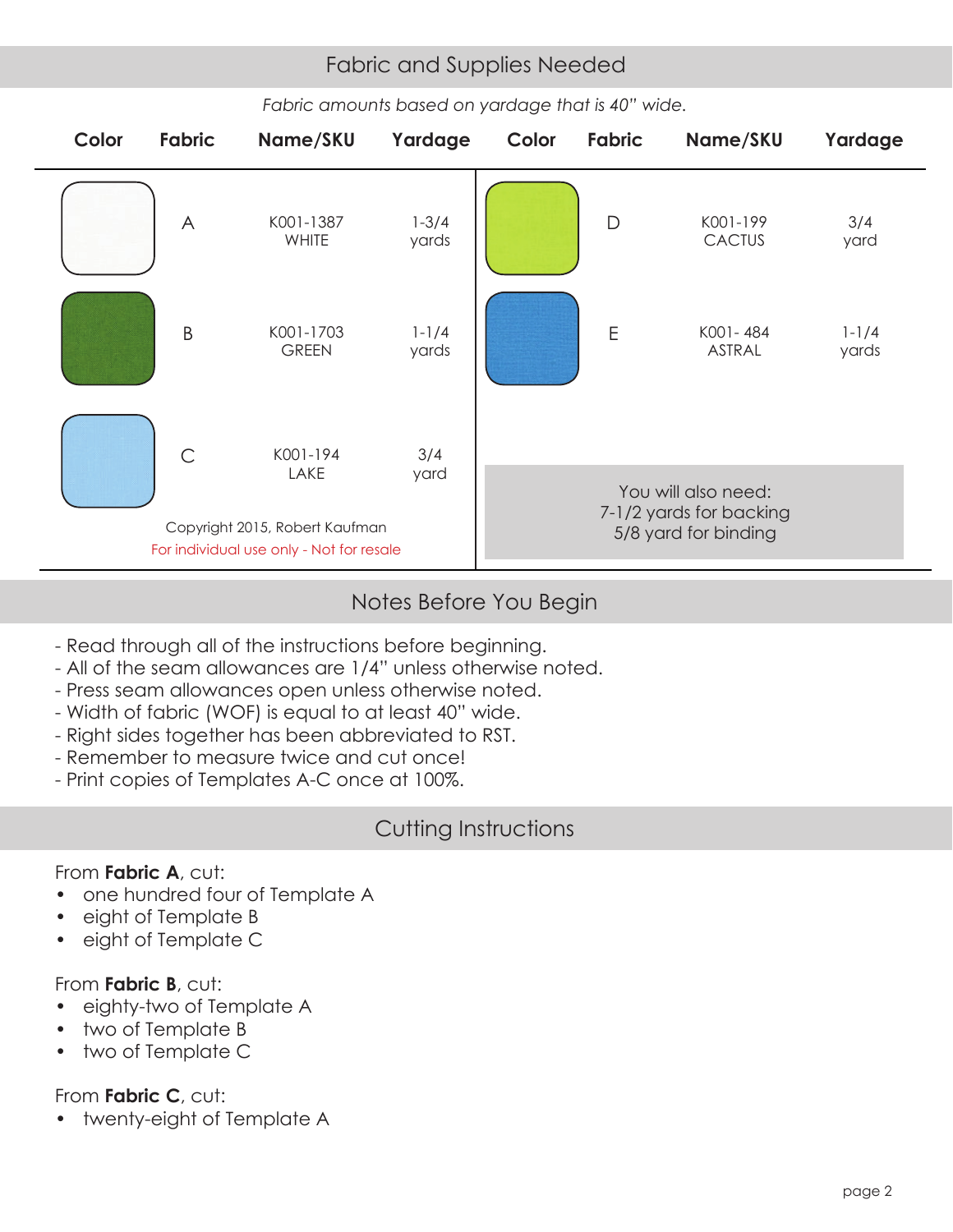## Fabric and Supplies Needed

*Fabric amounts based on yardage that is 40" wide.*

| Color | Fabric | Name/SKU | Yardage | Color | Fabric | Name/SKU | Yardage |
|---|---|---|---|---|---|---|---|
| | A | K001-1387 WHITE | 1-3/4 yards | | D | K001-199 CACTUS | 3/4 yard |
| | B | K001-1703 GREEN | 1-1/4 yards | | E | K001- 484 ASTRAL | 1-1/4 yards |
| | C | K001-194 LAKE | 3/4 yard | | | | |

Copyright 2015, Robert Kaufman
For individual use only - Not for resale

You will also need:
7-1/2 yards for backing
5/8 yard for binding

## Notes Before You Begin

- Read through all of the instructions before beginning.
- All of the seam allowances are 1/4" unless otherwise noted.
- Press seam allowances open unless otherwise noted.
- Width of fabric (WOF) is equal to at least 40" wide.
- Right sides together has been abbreviated to RST.
- Remember to measure twice and cut once!
- Print copies of Templates A-C once at 100%.

## Cutting Instructions

From **Fabric A**, cut:

- one hundred four of Template A
- eight of Template B
- eight of Template C

From **Fabric B**, cut:

- eighty-two of Template A
- two of Template B
- two of Template C

From **Fabric C**, cut:

- twenty-eight of Template A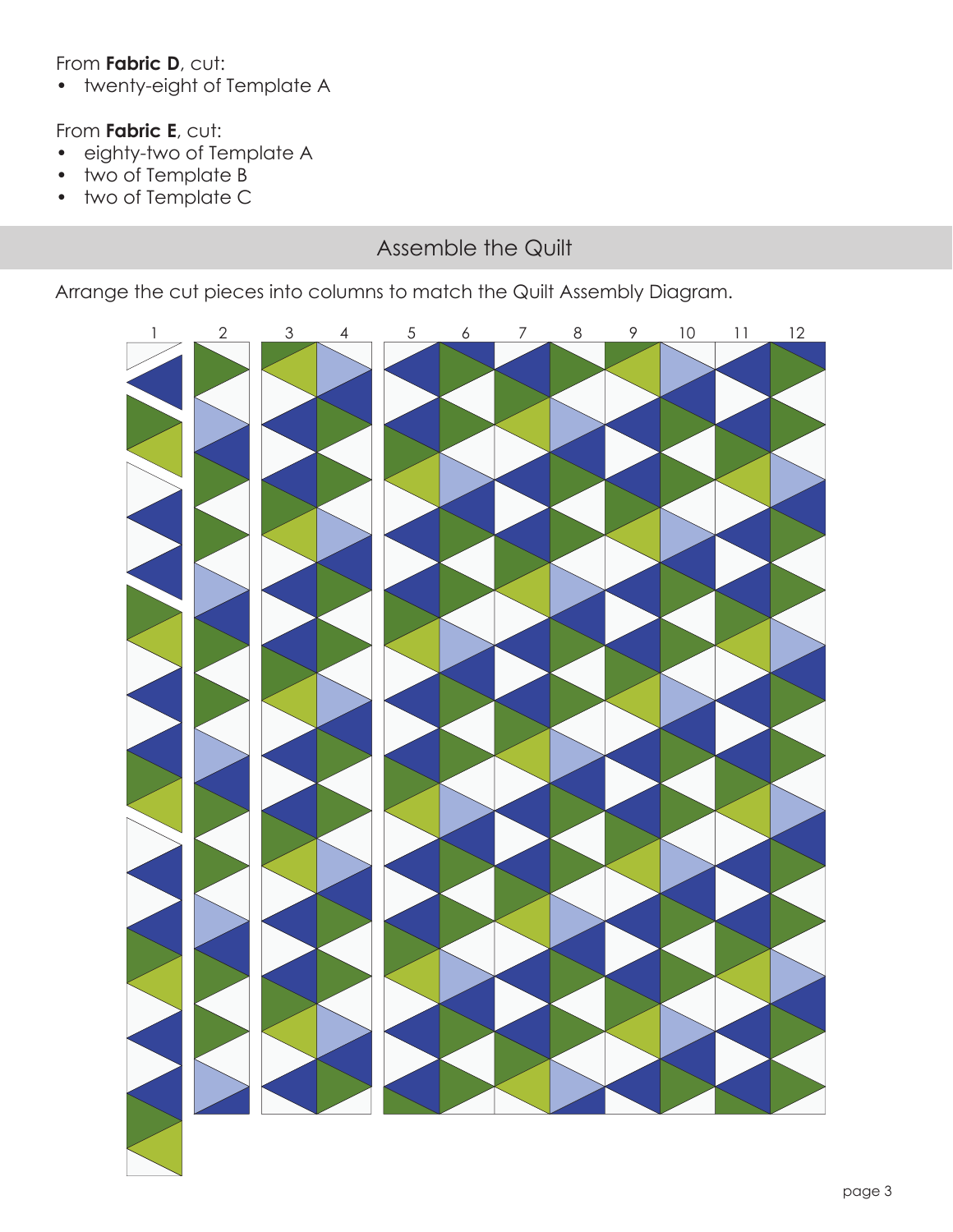From **Fabric D**, cut:

- twenty-eight of Template A

From **Fabric E**, cut:

- eighty-two of Template A
- two of Template B
- two of Template C

## Assemble the Quilt

Arrange the cut pieces into columns to match the Quilt Assembly Diagram.

1 2 3 4 5 6 7 8 9 10 11 12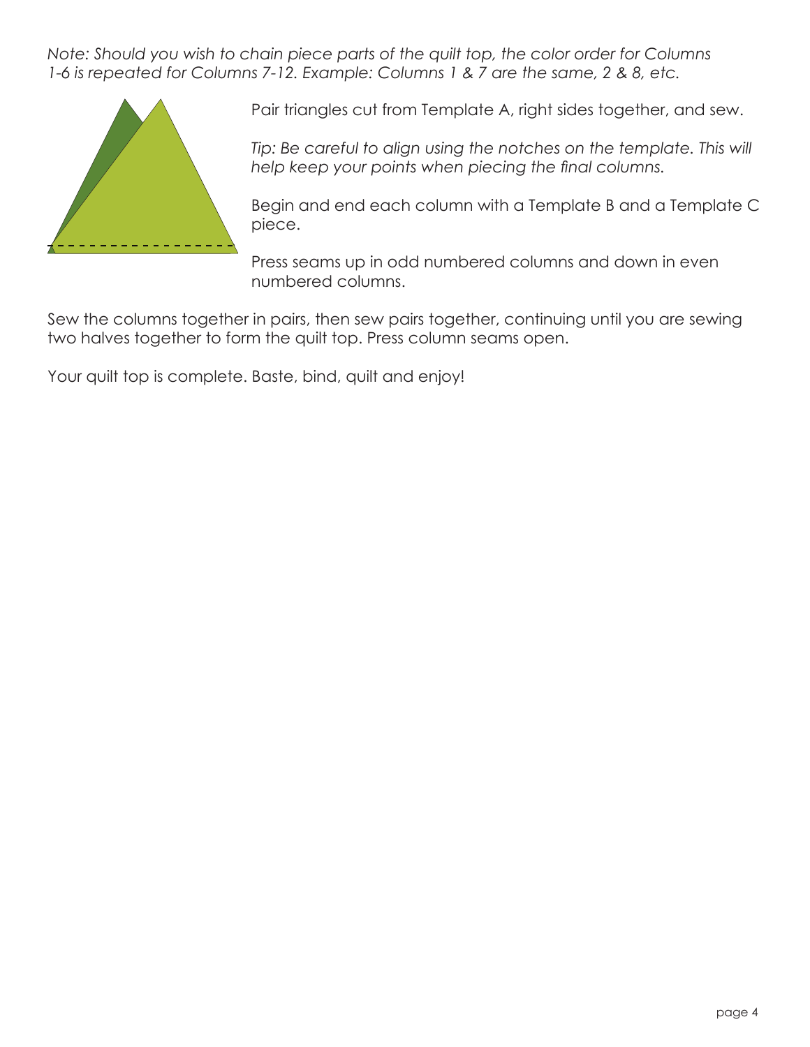*Note: Should you wish to chain piece parts of the quilt top, the color order for Columns 1-6 is repeated for Columns 7-12. Example: Columns 1 & 7 are the same, 2 & 8, etc.*

Pair triangles cut from Template A, right sides together, and sew.

*Tip: Be careful to align using the notches on the template. This will help keep your points when piecing the final columns.*

Begin and end each column with a Template B and a Template C piece.

Press seams up in odd numbered columns and down in even numbered columns.

Sew the columns together in pairs, then sew pairs together, continuing until you are sewing two halves together to form the quilt top. Press column seams open.

Your quilt top is complete. Baste, bind, quilt and enjoy!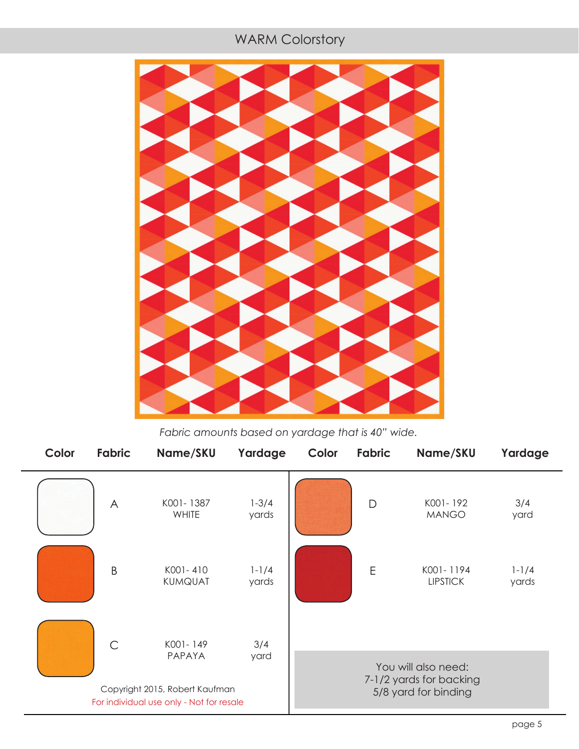## WARM Colorstory

*Fabric amounts based on yardage that is 40" wide.*

| Color | Fabric | Name/SKU | Yardage | Color | Fabric | Name/SKU | Yardage |
|---|---|---|---|---|---|---|---|
| | A | K001- 1387 WHITE | 1-3/4 yards | | D | K001- 192 MANGO | 3/4 yard |
| | B | K001- 410 KUMQUAT | 1-1/4 yards | | E | K001- 1194 LIPSTICK | 1-1/4 yards |
| | C | K001- 149 PAPAYA | 3/4 yard | | | | |

You will also need:
7-1/2 yards for backing
5/8 yard for binding

Copyright 2015, Robert Kaufman
For individual use only - Not for resale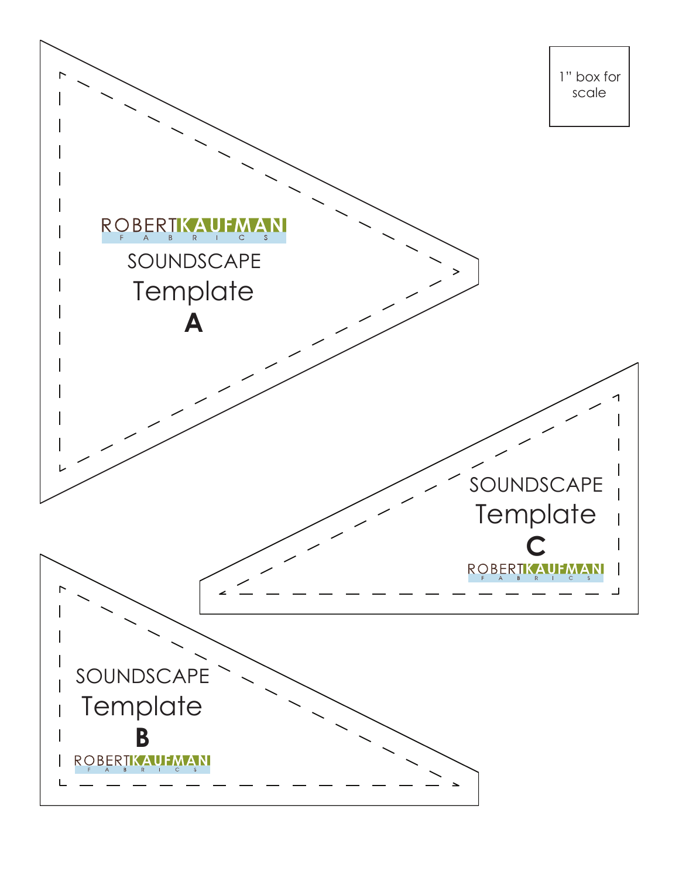1" box for scale

ROBERT KAUFMAN FABRICS

SOUNDSCAPE

Template

**A**

SOUNDSCAPE

Template

**C**

ROBERT KAUFMAN FABRICS

SOUNDSCAPE

Template

**B**

ROBERT KAUFMAN FABRICS